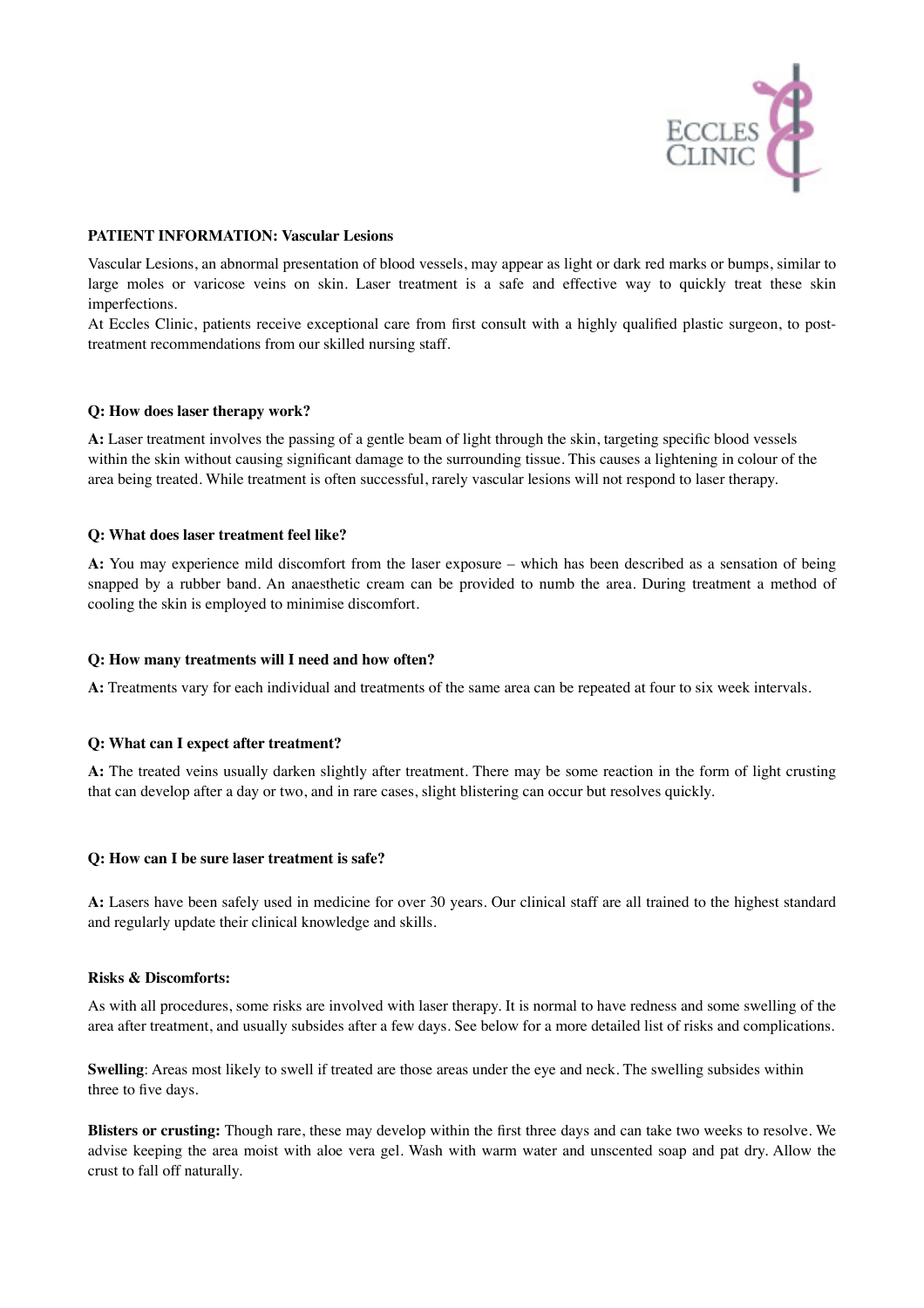**PATIENT INFORMATION: Vascular Lesions**

Vascular Lesions, an abnormal presentation of blood vessels, may appear as light or dark red marks or bumps, similar to large moles or varicose veins on skin. Laser treatment is a safe and effective way to quickly treat these skin imperfections.

At Eccles Clinic, patients receive exceptional care from first consult with a highly qualified plastic surgeon, to post-treatment recommendations from our skilled nursing staff.

**Q: How does laser therapy work?**

**A:** Laser treatment involves the passing of a gentle beam of light through the skin, targeting specific blood vessels within the skin without causing significant damage to the surrounding tissue. This causes a lightening in colour of the area being treated. While treatment is often successful, rarely vascular lesions will not respond to laser therapy.

**Q: What does laser treatment feel like?**

**A:** You may experience mild discomfort from the laser exposure – which has been described as a sensation of being snapped by a rubber band. An anaesthetic cream can be provided to numb the area. During treatment a method of cooling the skin is employed to minimise discomfort.

**Q: How many treatments will I need and how often?**

**A:** Treatments vary for each individual and treatments of the same area can be repeated at four to six week intervals.

**Q: What can I expect after treatment?**

**A:** The treated veins usually darken slightly after treatment. There may be some reaction in the form of light crusting that can develop after a day or two, and in rare cases, slight blistering can occur but resolves quickly.

**Q: How can I be sure laser treatment is safe?**

**A:** Lasers have been safely used in medicine for over 30 years. Our clinical staff are all trained to the highest standard and regularly update their clinical knowledge and skills.

**Risks & Discomforts:**

As with all procedures, some risks are involved with laser therapy. It is normal to have redness and some swelling of the area after treatment, and usually subsides after a few days. See below for a more detailed list of risks and complications.

**Swelling**: Areas most likely to swell if treated are those areas under the eye and neck. The swelling subsides within three to five days.

**Blisters or crusting:** Though rare, these may develop within the first three days and can take two weeks to resolve. We advise keeping the area moist with aloe vera gel. Wash with warm water and unscented soap and pat dry. Allow the crust to fall off naturally.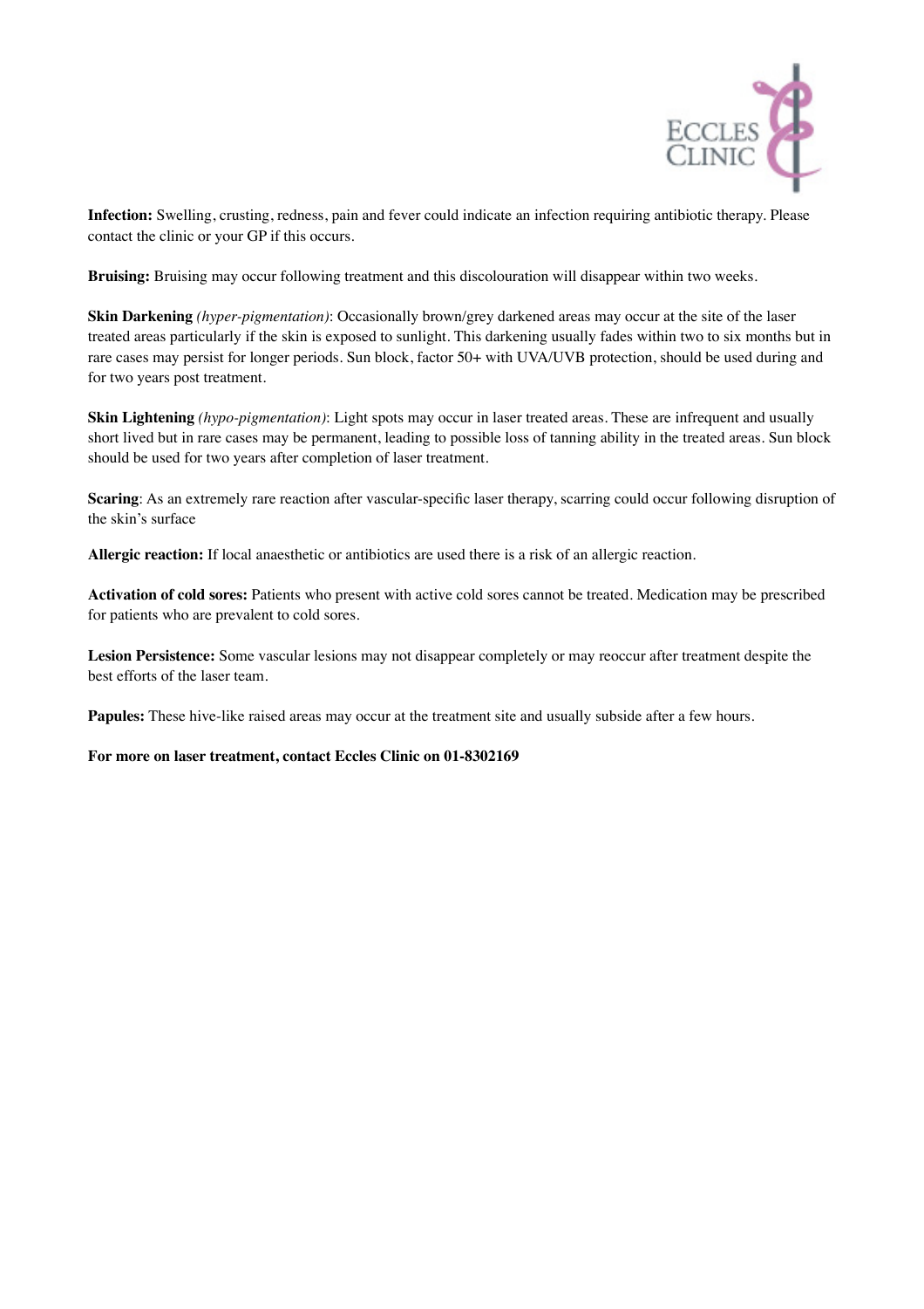**Infection:** Swelling, crusting, redness, pain and fever could indicate an infection requiring antibiotic therapy. Please contact the clinic or your GP if this occurs.

**Bruising:** Bruising may occur following treatment and this discolouration will disappear within two weeks.

**Skin Darkening** *(hyper-pigmentation)*: Occasionally brown/grey darkened areas may occur at the site of the laser treated areas particularly if the skin is exposed to sunlight. This darkening usually fades within two to six months but in rare cases may persist for longer periods. Sun block, factor 50+ with UVA/UVB protection, should be used during and for two years post treatment.

**Skin Lightening** *(hypo-pigmentation)*: Light spots may occur in laser treated areas. These are infrequent and usually short lived but in rare cases may be permanent, leading to possible loss of tanning ability in the treated areas. Sun block should be used for two years after completion of laser treatment.

**Scaring**: As an extremely rare reaction after vascular-specific laser therapy, scarring could occur following disruption of the skin's surface

**Allergic reaction:** If local anaesthetic or antibiotics are used there is a risk of an allergic reaction.

**Activation of cold sores:** Patients who present with active cold sores cannot be treated. Medication may be prescribed for patients who are prevalent to cold sores.

**Lesion Persistence:** Some vascular lesions may not disappear completely or may reoccur after treatment despite the best efforts of the laser team.

**Papules:** These hive-like raised areas may occur at the treatment site and usually subside after a few hours.

**For more on laser treatment, contact Eccles Clinic on 01-8302169**